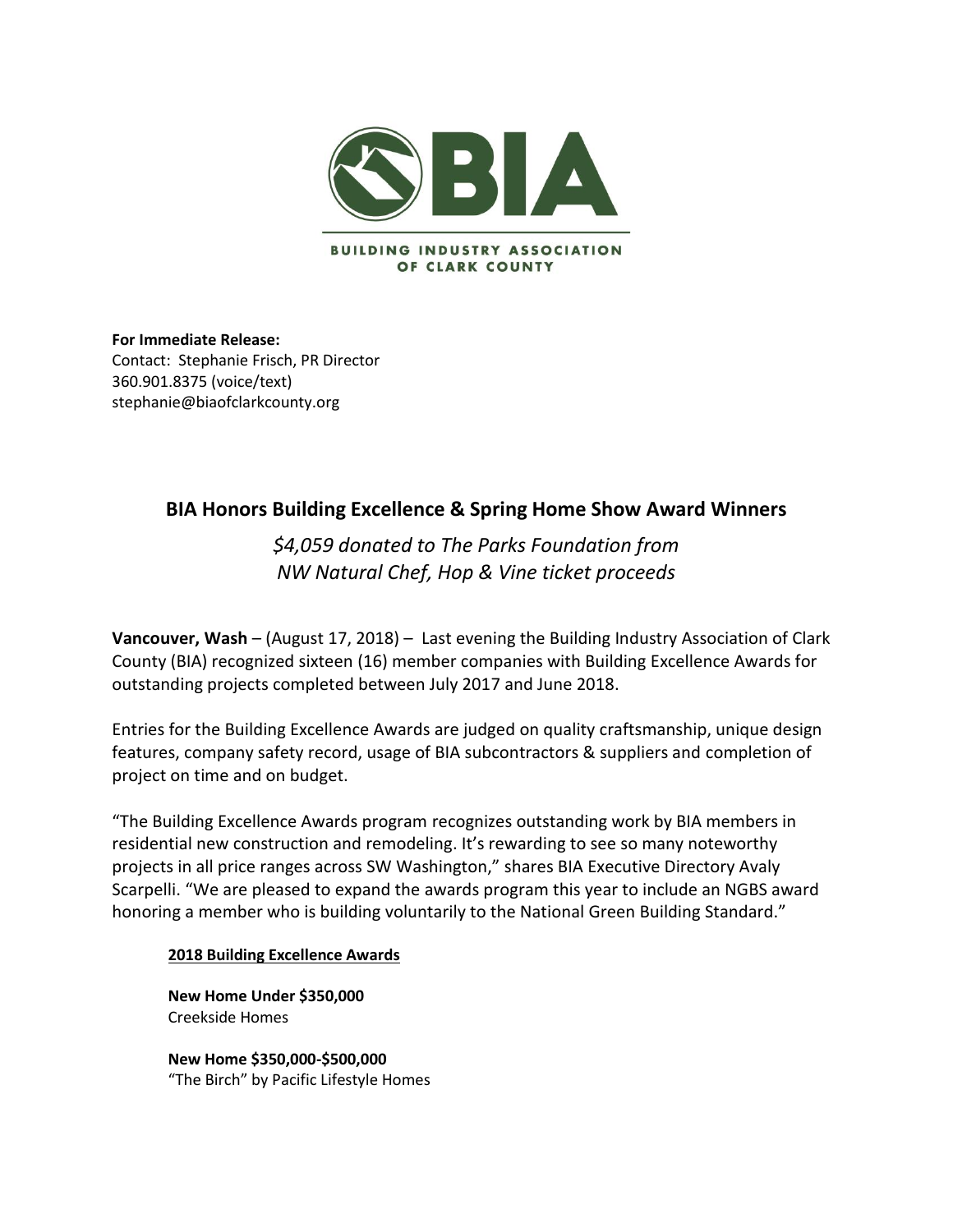BUILDING INDUSTRY ASSOCIATION OF CLARK COUNTY

**For Immediate Release:**
Contact: Stephanie Frisch, PR Director
360.901.8375 (voice/text)
stephanie@biaofclarkcounty.org

## BIA Honors Building Excellence & Spring Home Show Award Winners

*$4,059 donated to The Parks Foundation from NW Natural Chef, Hop & Vine ticket proceeds*

**Vancouver, Wash** – (August 17, 2018) – Last evening the Building Industry Association of Clark County (BIA) recognized sixteen (16) member companies with Building Excellence Awards for outstanding projects completed between July 2017 and June 2018.

Entries for the Building Excellence Awards are judged on quality craftsmanship, unique design features, company safety record, usage of BIA subcontractors & suppliers and completion of project on time and on budget.

"The Building Excellence Awards program recognizes outstanding work by BIA members in residential new construction and remodeling. It's rewarding to see so many noteworthy projects in all price ranges across SW Washington," shares BIA Executive Directory Avaly Scarpelli. "We are pleased to expand the awards program this year to include an NGBS award honoring a member who is building voluntarily to the National Green Building Standard."

**2018 Building Excellence Awards**

**New Home Under $350,000**
Creekside Homes

**New Home $350,000-$500,000**
"The Birch" by Pacific Lifestyle Homes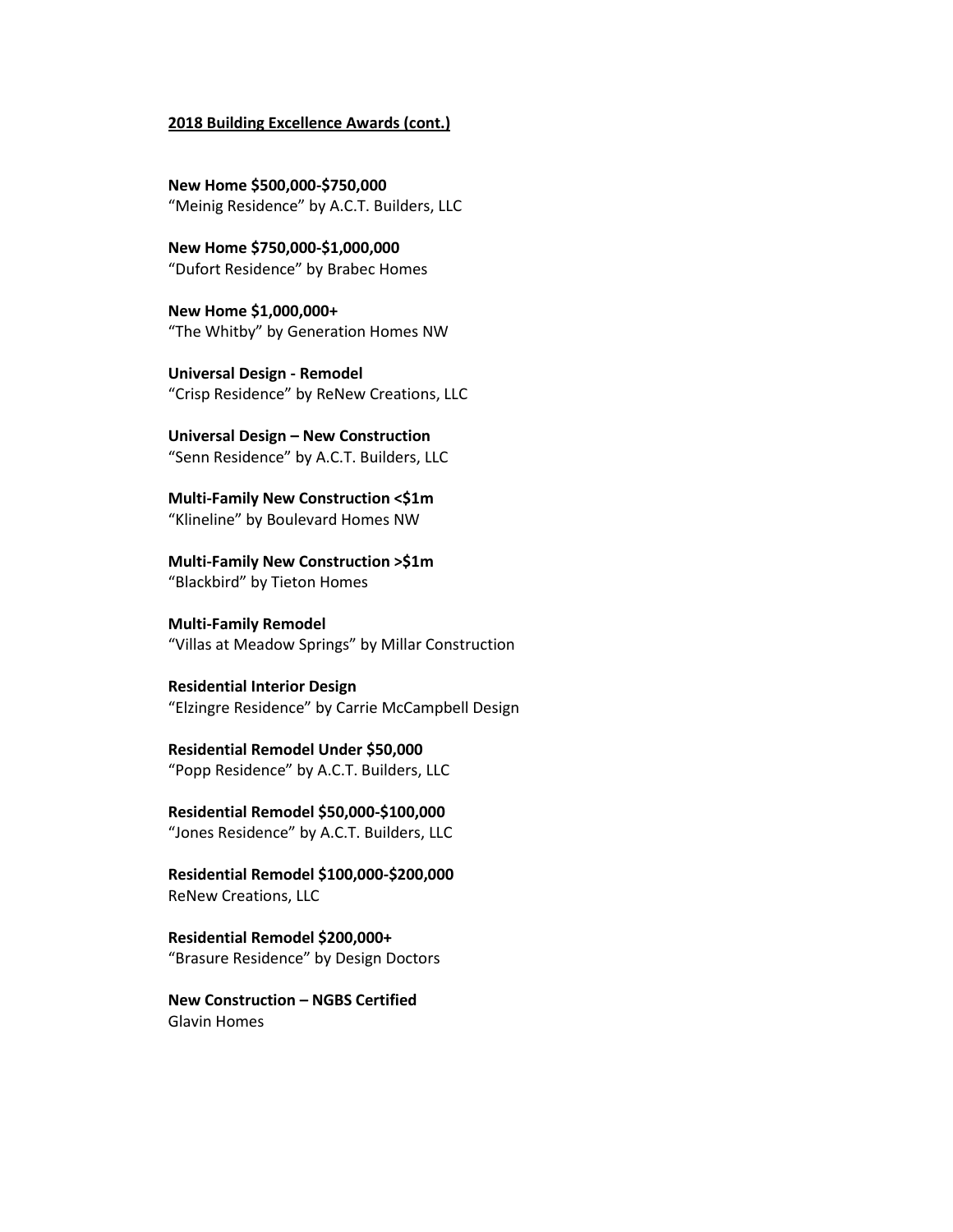**<u>2018 Building Excellence Awards (cont.)</u>**

**New Home $500,000-$750,000**
"Meinig Residence" by A.C.T. Builders, LLC

**New Home $750,000-$1,000,000**
"Dufort Residence" by Brabec Homes

**New Home $1,000,000+**
"The Whitby" by Generation Homes NW

**Universal Design - Remodel**
"Crisp Residence" by ReNew Creations, LLC

**Universal Design – New Construction**
"Senn Residence" by A.C.T. Builders, LLC

**Multi-Family New Construction <$1m**
"Klineline" by Boulevard Homes NW

**Multi-Family New Construction >$1m**
"Blackbird" by Tieton Homes

**Multi-Family Remodel**
"Villas at Meadow Springs" by Millar Construction

**Residential Interior Design**
"Elzingre Residence" by Carrie McCampbell Design

**Residential Remodel Under $50,000**
"Popp Residence" by A.C.T. Builders, LLC

**Residential Remodel $50,000-$100,000**
"Jones Residence" by A.C.T. Builders, LLC

**Residential Remodel $100,000-$200,000**
ReNew Creations, LLC

**Residential Remodel $200,000+**
"Brasure Residence" by Design Doctors

**New Construction – NGBS Certified**
Glavin Homes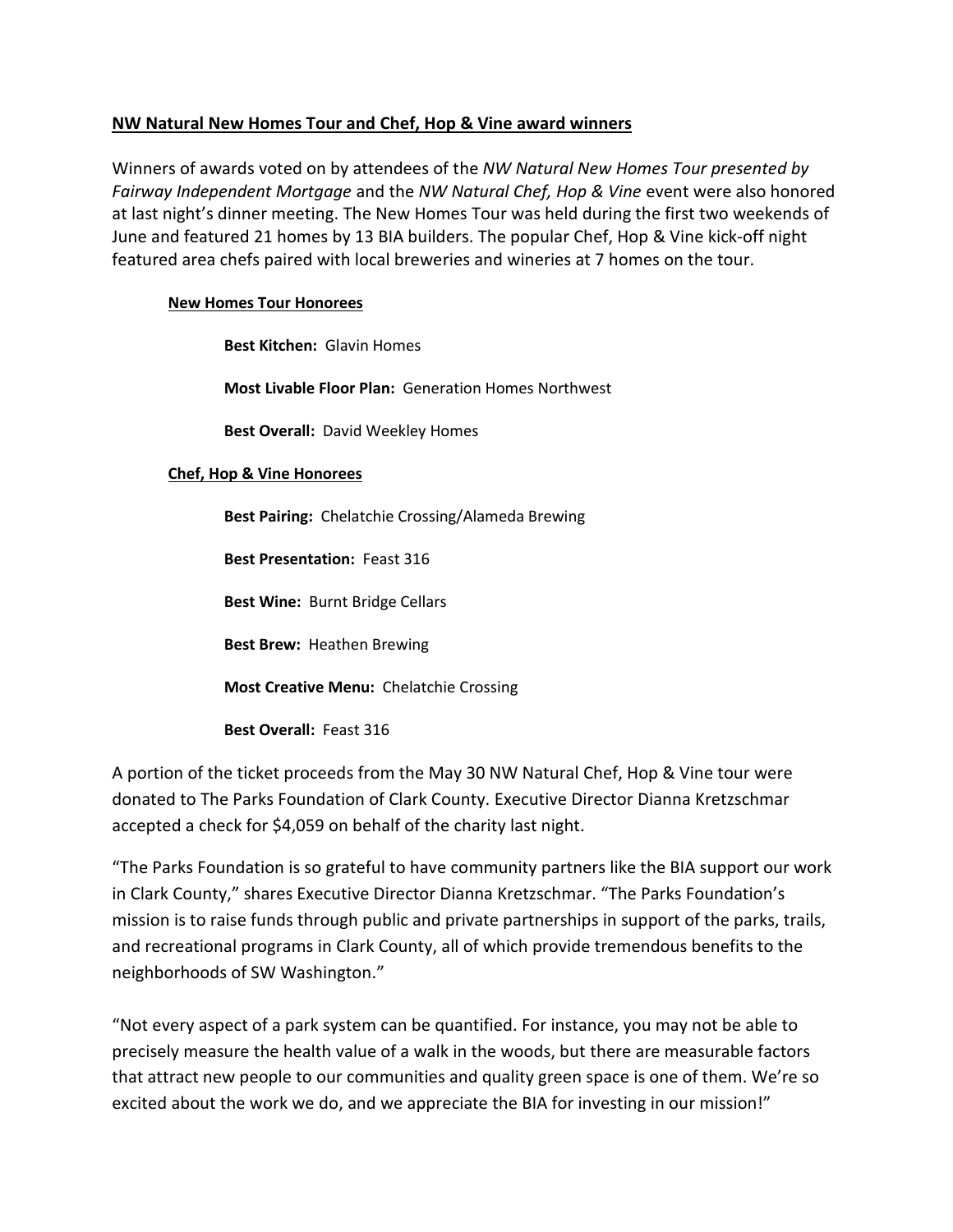## NW Natural New Homes Tour and Chef, Hop & Vine award winners

Winners of awards voted on by attendees of the *NW Natural New Homes Tour presented by Fairway Independent Mortgage* and the *NW Natural Chef, Hop & Vine* event were also honored at last night's dinner meeting. The New Homes Tour was held during the first two weekends of June and featured 21 homes by 13 BIA builders. The popular Chef, Hop & Vine kick-off night featured area chefs paired with local breweries and wineries at 7 homes on the tour.

### New Homes Tour Honorees

**Best Kitchen:** Glavin Homes

**Most Livable Floor Plan:** Generation Homes Northwest

**Best Overall:** David Weekley Homes

### Chef, Hop & Vine Honorees

**Best Pairing:** Chelatchie Crossing/Alameda Brewing

**Best Presentation:** Feast 316

**Best Wine:** Burnt Bridge Cellars

**Best Brew:** Heathen Brewing

**Most Creative Menu:** Chelatchie Crossing

**Best Overall:** Feast 316

A portion of the ticket proceeds from the May 30 NW Natural Chef, Hop & Vine tour were donated to The Parks Foundation of Clark County. Executive Director Dianna Kretzschmar accepted a check for $4,059 on behalf of the charity last night.

"The Parks Foundation is so grateful to have community partners like the BIA support our work in Clark County," shares Executive Director Dianna Kretzschmar. "The Parks Foundation's mission is to raise funds through public and private partnerships in support of the parks, trails, and recreational programs in Clark County, all of which provide tremendous benefits to the neighborhoods of SW Washington."

"Not every aspect of a park system can be quantified. For instance, you may not be able to precisely measure the health value of a walk in the woods, but there are measurable factors that attract new people to our communities and quality green space is one of them. We're so excited about the work we do, and we appreciate the BIA for investing in our mission!"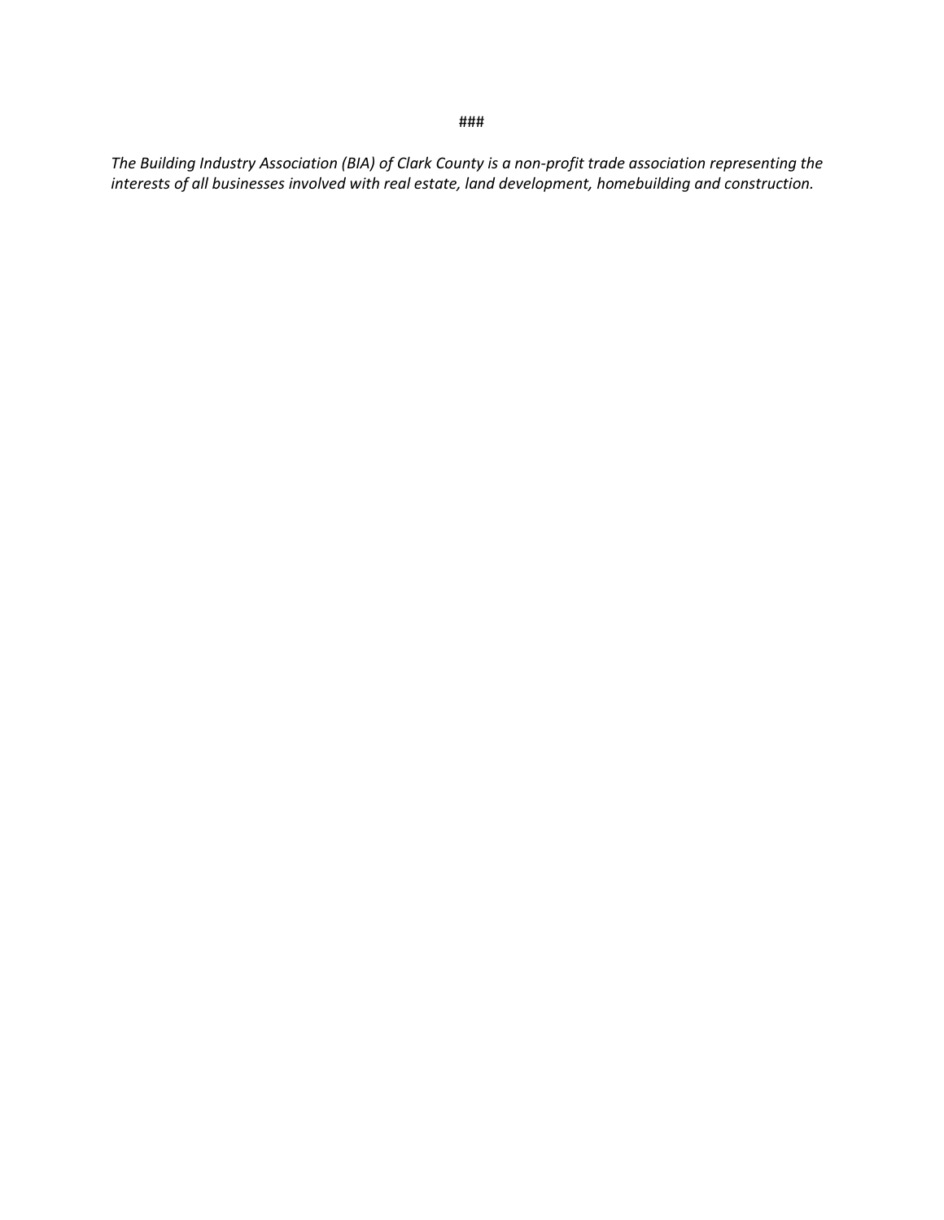###

*The Building Industry Association (BIA) of Clark County is a non-profit trade association representing the interests of all businesses involved with real estate, land development, homebuilding and construction.*